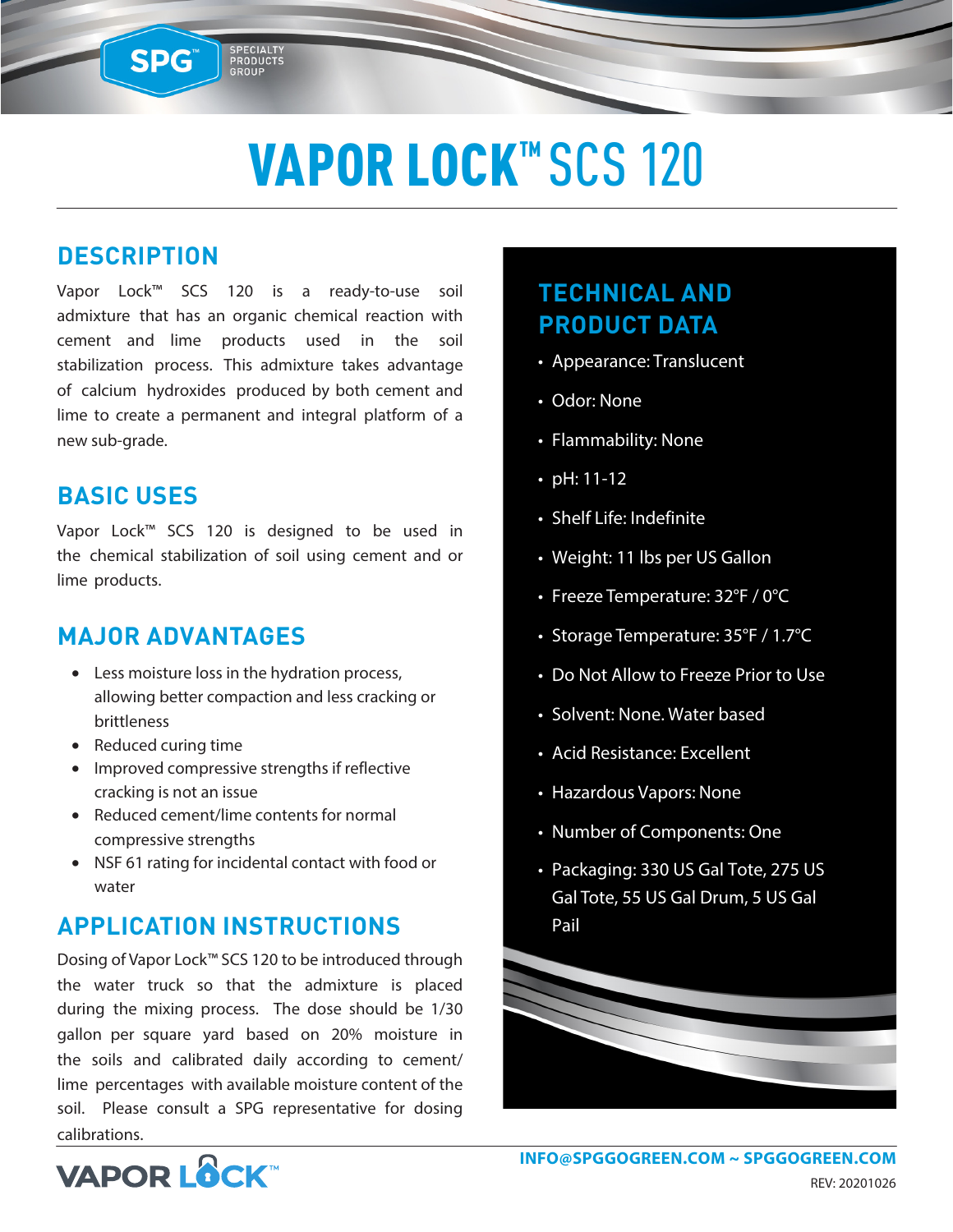# VAPOR LOCK™ SCS 120

## DESCRIPTION

Vapor Lock™ SCS 120 is a ready-to-use soil admixture that has an organic chemical reaction with cement and lime products used in the soil stabilization process. This admixture takes advantage of calcium hydroxides produced by both cement and lime to create a permanent and integral platform of a new sub-grade.

## BASIC USES

Vapor Lock™ SCS 120 is designed to be used in the chemical stabilization of soil using cement and or lime products.

## MAJOR ADVANTAGES

- Less moisture loss in the hydration process, allowing better compaction and less cracking or brittleness
- Reduced curing time
- Improved compressive strengths if reflective cracking is not an issue
- Reduced cement/lime contents for normal compressive strengths
- NSF 61 rating for incidental contact with food or water

## APPLICATION INSTRUCTIONS

Dosing of Vapor Lock™ SCS 120 to be introduced through the water truck so that the admixture is placed during the mixing process. The dose should be 1/30 gallon per square yard based on 20% moisture in the soils and calibrated daily according to cement/ lime percentages with available moisture content of the soil. Please consult a SPG representative for dosing calibrations.

## TECHNICAL AND PRODUCT DATA

- Appearance: Translucent
- Odor: None
- Flammability: None
- pH: 11-12
- Shelf Life: Indefinite
- Weight: 11 lbs per US Gallon
- Freeze Temperature: 32°F / 0°C
- Storage Temperature: 35°F / 1.7°C
- Do Not Allow to Freeze Prior to Use
- Solvent: None. Water based
- Acid Resistance: Excellent
- Hazardous Vapors: None
- Number of Components: One
- Packaging: 330 US Gal Tote, 275 US Gal Tote, 55 US Gal Drum, 5 US Gal Pail

INFO@SPGGOGREEN.COM ~ SPGGOGREEN.COM

REV: 20201026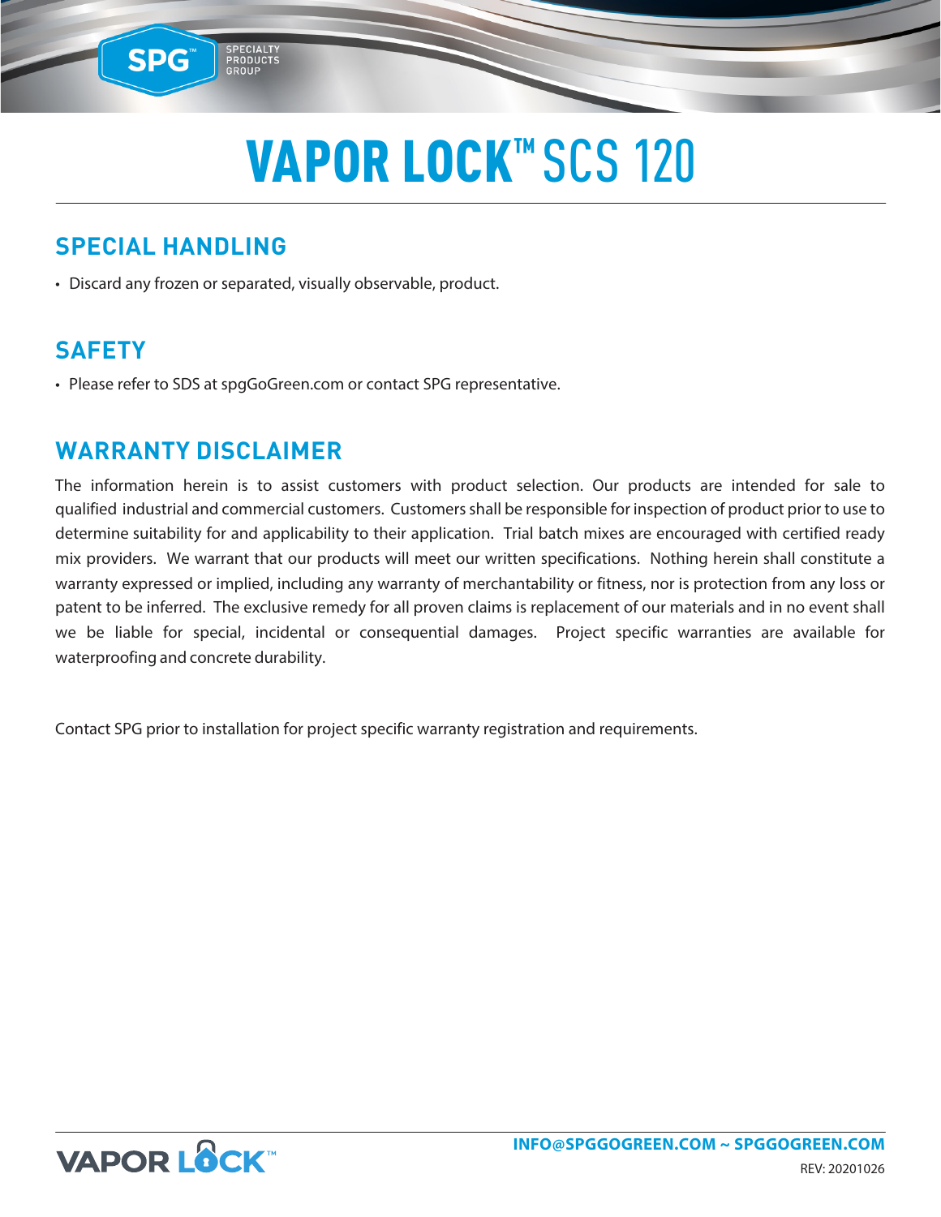# VAPOR LOCK™ SCS 120

## SPECIAL HANDLING

- Discard any frozen or separated, visually observable, product.

## SAFETY

- Please refer to SDS at spgGoGreen.com or contact SPG representative.

## WARRANTY DISCLAIMER

The information herein is to assist customers with product selection. Our products are intended for sale to qualified industrial and commercial customers. Customers shall be responsible for inspection of product prior to use to determine suitability for and applicability to their application. Trial batch mixes are encouraged with certified ready mix providers. We warrant that our products will meet our written specifications. Nothing herein shall constitute a warranty expressed or implied, including any warranty of merchantability or fitness, nor is protection from any loss or patent to be inferred. The exclusive remedy for all proven claims is replacement of our materials and in no event shall we be liable for special, incidental or consequential damages. Project specific warranties are available for waterproofing and concrete durability.

Contact SPG prior to installation for project specific warranty registration and requirements.

INFO@SPGGOGREEN.COM ~ SPGGOGREEN.COM

REV: 20201026